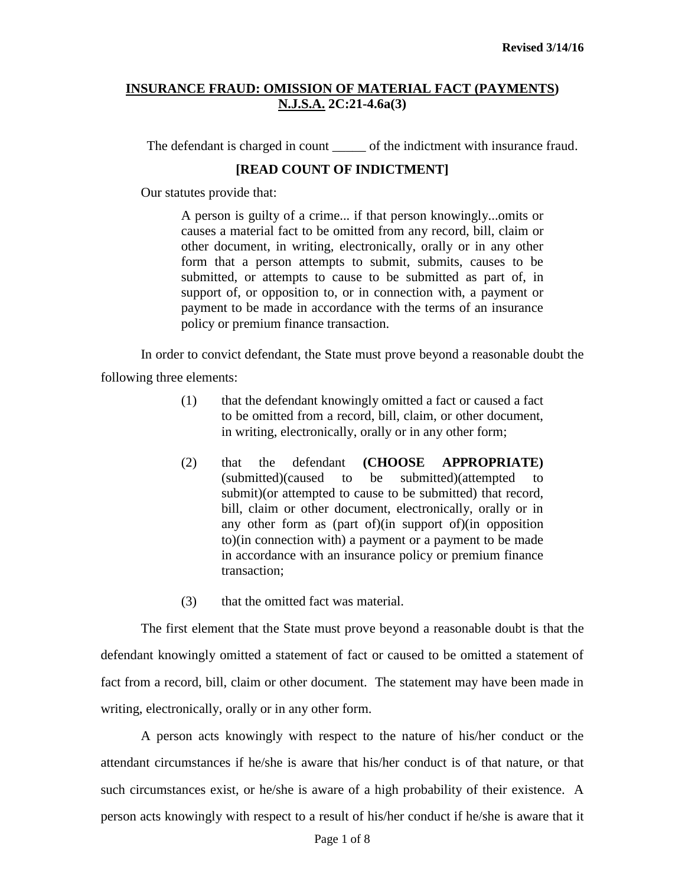Revised 3/14/16

## INSURANCE FRAUD: OMISSION OF MATERIAL FACT (PAYMENTS) N.J.S.A. 2C:21-4.6a(3)

The defendant is charged in count _____ of the indictment with insurance fraud.

**[READ COUNT OF INDICTMENT]**

Our statutes provide that:

> A person is guilty of a crime... if that person knowingly...omits or causes a material fact to be omitted from any record, bill, claim or other document, in writing, electronically, orally or in any other form that a person attempts to submit, submits, causes to be submitted, or attempts to cause to be submitted as part of, in support of, or opposition to, or in connection with, a payment or payment to be made in accordance with the terms of an insurance policy or premium finance transaction.

In order to convict defendant, the State must prove beyond a reasonable doubt the following three elements:

(1) that the defendant knowingly omitted a fact or caused a fact to be omitted from a record, bill, claim, or other document, in writing, electronically, orally or in any other form;

(2) that the defendant **(CHOOSE APPROPRIATE)** (submitted)(caused to be submitted)(attempted to submit)(or attempted to cause to be submitted) that record, bill, claim or other document, electronically, orally or in any other form as (part of)(in support of)(in opposition to)(in connection with) a payment or a payment to be made in accordance with an insurance policy or premium finance transaction;

(3) that the omitted fact was material.

The first element that the State must prove beyond a reasonable doubt is that the defendant knowingly omitted a statement of fact or caused to be omitted a statement of fact from a record, bill, claim or other document. The statement may have been made in writing, electronically, orally or in any other form.

A person acts knowingly with respect to the nature of his/her conduct or the attendant circumstances if he/she is aware that his/her conduct is of that nature, or that such circumstances exist, or he/she is aware of a high probability of their existence. A person acts knowingly with respect to a result of his/her conduct if he/she is aware that it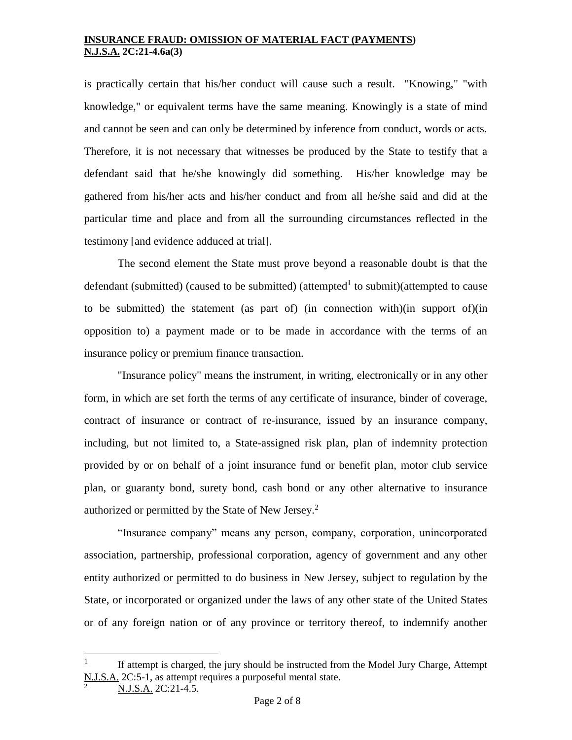is practically certain that his/her conduct will cause such a result. "Knowing," "with knowledge," or equivalent terms have the same meaning. Knowingly is a state of mind and cannot be seen and can only be determined by inference from conduct, words or acts. Therefore, it is not necessary that witnesses be produced by the State to testify that a defendant said that he/she knowingly did something. His/her knowledge may be gathered from his/her acts and his/her conduct and from all he/she said and did at the particular time and place and from all the surrounding circumstances reflected in the testimony [and evidence adduced at trial].

The second element the State must prove beyond a reasonable doubt is that the defendant (submitted) (caused to be submitted) (attempted[1] to submit)(attempted to cause to be submitted) the statement (as part of) (in connection with)(in support of)(in opposition to) a payment made or to be made in accordance with the terms of an insurance policy or premium finance transaction.

"Insurance policy" means the instrument, in writing, electronically or in any other form, in which are set forth the terms of any certificate of insurance, binder of coverage, contract of insurance or contract of re-insurance, issued by an insurance company, including, but not limited to, a State-assigned risk plan, plan of indemnity protection provided by or on behalf of a joint insurance fund or benefit plan, motor club service plan, or guaranty bond, surety bond, cash bond or any other alternative to insurance authorized or permitted by the State of New Jersey.[2]

"Insurance company" means any person, company, corporation, unincorporated association, partnership, professional corporation, agency of government and any other entity authorized or permitted to do business in New Jersey, subject to regulation by the State, or incorporated or organized under the laws of any other state of the United States or of any foreign nation or of any province or territory thereof, to indemnify another

---

[1] If attempt is charged, the jury should be instructed from the Model Jury Charge, Attempt N.J.S.A. 2C:5-1, as attempt requires a purposeful mental state.

[2] N.J.S.A. 2C:21-4.5.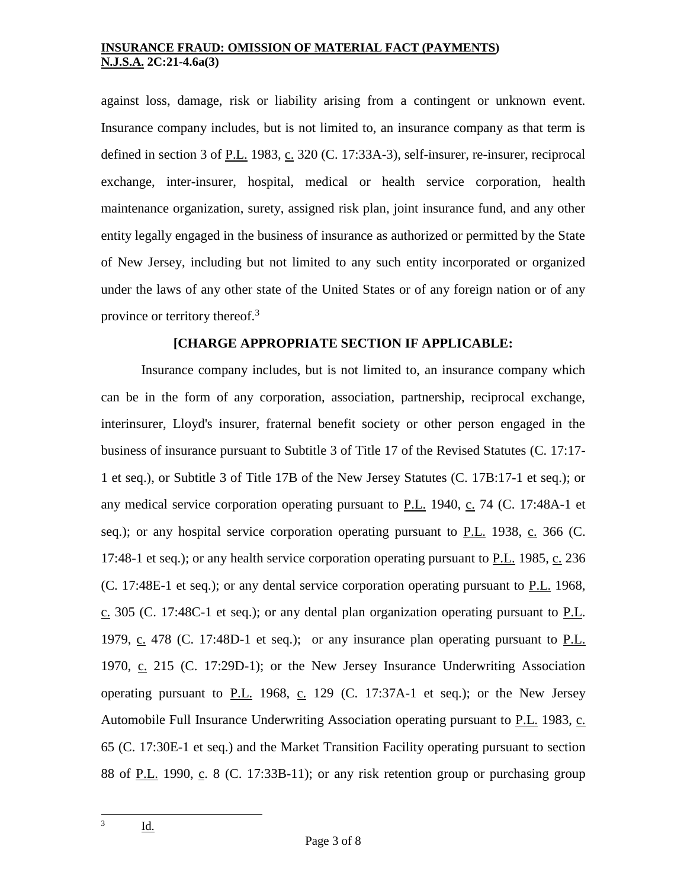against loss, damage, risk or liability arising from a contingent or unknown event. Insurance company includes, but is not limited to, an insurance company as that term is defined in section 3 of P.L. 1983, c. 320 (C. 17:33A-3), self-insurer, re-insurer, reciprocal exchange, inter-insurer, hospital, medical or health service corporation, health maintenance organization, surety, assigned risk plan, joint insurance fund, and any other entity legally engaged in the business of insurance as authorized or permitted by the State of New Jersey, including but not limited to any such entity incorporated or organized under the laws of any other state of the United States or of any foreign nation or of any province or territory thereof.[3]

**[CHARGE APPROPRIATE SECTION IF APPLICABLE:**

Insurance company includes, but is not limited to, an insurance company which can be in the form of any corporation, association, partnership, reciprocal exchange, interinsurer, Lloyd's insurer, fraternal benefit society or other person engaged in the business of insurance pursuant to Subtitle 3 of Title 17 of the Revised Statutes (C. 17:17-1 et seq.), or Subtitle 3 of Title 17B of the New Jersey Statutes (C. 17B:17-1 et seq.); or any medical service corporation operating pursuant to P.L. 1940, c. 74 (C. 17:48A-1 et seq.); or any hospital service corporation operating pursuant to P.L. 1938, c. 366 (C. 17:48-1 et seq.); or any health service corporation operating pursuant to P.L. 1985, c. 236 (C. 17:48E-1 et seq.); or any dental service corporation operating pursuant to P.L. 1968, c. 305 (C. 17:48C-1 et seq.); or any dental plan organization operating pursuant to P.L. 1979, c. 478 (C. 17:48D-1 et seq.); or any insurance plan operating pursuant to P.L. 1970, c. 215 (C. 17:29D-1); or the New Jersey Insurance Underwriting Association operating pursuant to P.L. 1968, c. 129 (C. 17:37A-1 et seq.); or the New Jersey Automobile Full Insurance Underwriting Association operating pursuant to P.L. 1983, c. 65 (C. 17:30E-1 et seq.) and the Market Transition Facility operating pursuant to section 88 of P.L. 1990, c. 8 (C. 17:33B-11); or any risk retention group or purchasing group

---

[3] Id.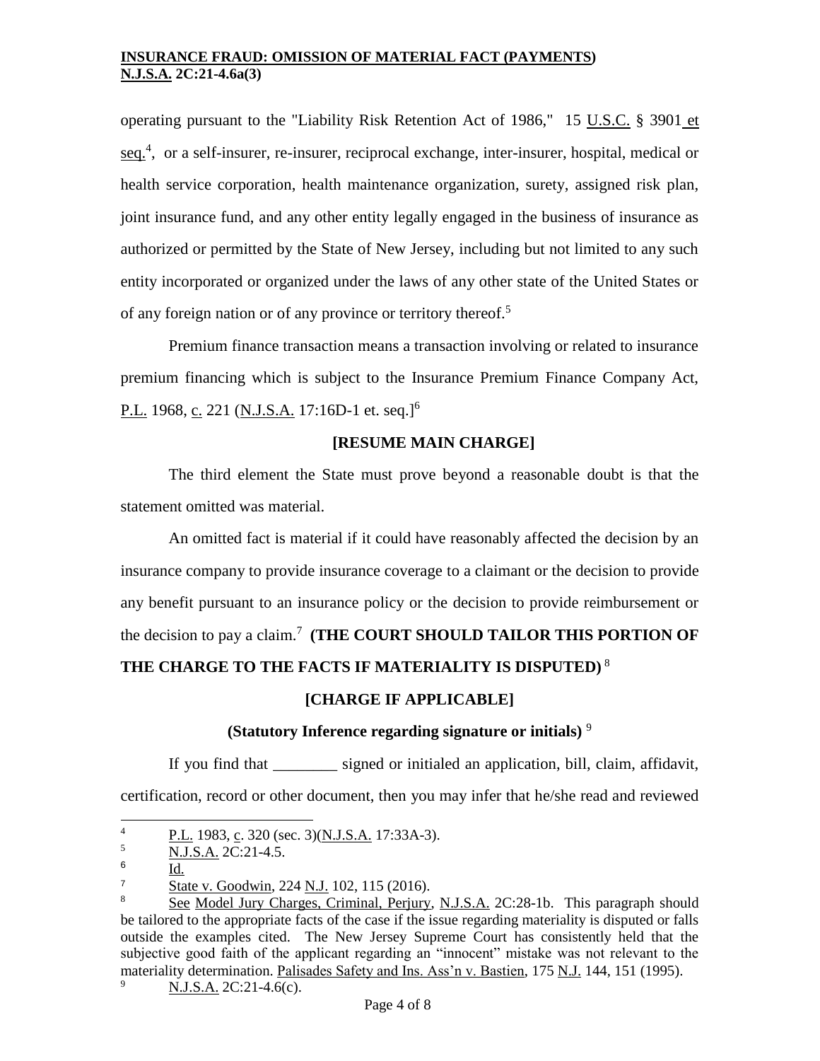operating pursuant to the "Liability Risk Retention Act of 1986," 15 U.S.C. § 3901 et seq.[4], or a self-insurer, re-insurer, reciprocal exchange, inter-insurer, hospital, medical or health service corporation, health maintenance organization, surety, assigned risk plan, joint insurance fund, and any other entity legally engaged in the business of insurance as authorized or permitted by the State of New Jersey, including but not limited to any such entity incorporated or organized under the laws of any other state of the United States or of any foreign nation or of any province or territory thereof.[5]

Premium finance transaction means a transaction involving or related to insurance premium financing which is subject to the Insurance Premium Finance Company Act, P.L. 1968, c. 221 (N.J.S.A. 17:16D-1 et. seq.][6]

**[RESUME MAIN CHARGE]**

The third element the State must prove beyond a reasonable doubt is that the statement omitted was material.

An omitted fact is material if it could have reasonably affected the decision by an insurance company to provide insurance coverage to a claimant or the decision to provide any benefit pursuant to an insurance policy or the decision to provide reimbursement or the decision to pay a claim.[7] **(THE COURT SHOULD TAILOR THIS PORTION OF THE CHARGE TO THE FACTS IF MATERIALITY IS DISPUTED)**[8]

**[CHARGE IF APPLICABLE]**

**(Statutory Inference regarding signature or initials)**[9]

If you find that ________ signed or initialed an application, bill, claim, affidavit, certification, record or other document, then you may infer that he/she read and reviewed

---

[4] P.L. 1983, c. 320 (sec. 3)(N.J.S.A. 17:33A-3).

[5] N.J.S.A. 2C:21-4.5.

[6] Id.

[7] State v. Goodwin, 224 N.J. 102, 115 (2016).

[8] See Model Jury Charges, Criminal, Perjury, N.J.S.A. 2C:28-1b. This paragraph should be tailored to the appropriate facts of the case if the issue regarding materiality is disputed or falls outside the examples cited. The New Jersey Supreme Court has consistently held that the subjective good faith of the applicant regarding an "innocent" mistake was not relevant to the materiality determination. Palisades Safety and Ins. Ass'n v. Bastien, 175 N.J. 144, 151 (1995).

[9] N.J.S.A. 2C:21-4.6(c).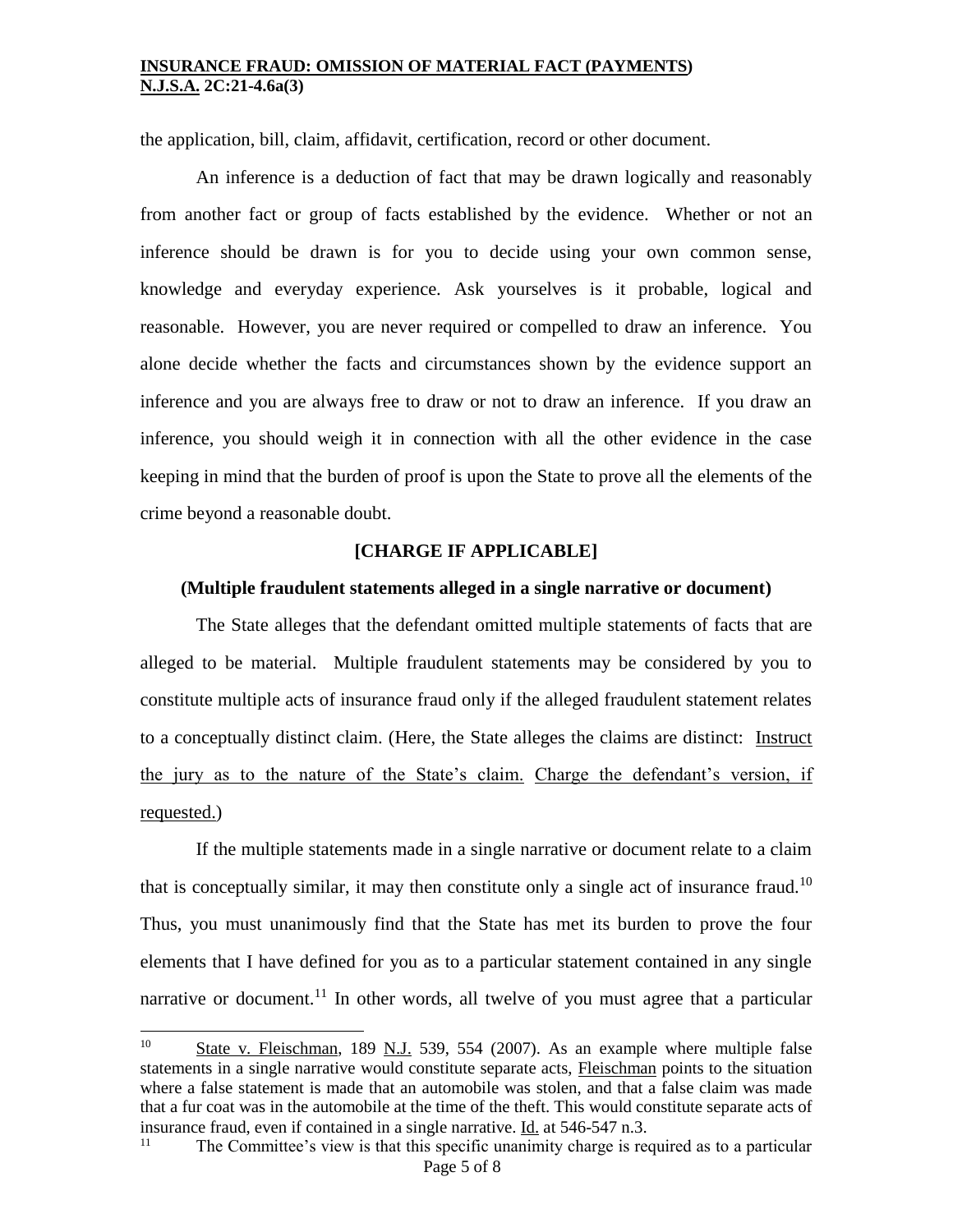the application, bill, claim, affidavit, certification, record or other document.

An inference is a deduction of fact that may be drawn logically and reasonably from another fact or group of facts established by the evidence. Whether or not an inference should be drawn is for you to decide using your own common sense, knowledge and everyday experience. Ask yourselves is it probable, logical and reasonable. However, you are never required or compelled to draw an inference. You alone decide whether the facts and circumstances shown by the evidence support an inference and you are always free to draw or not to draw an inference. If you draw an inference, you should weigh it in connection with all the other evidence in the case keeping in mind that the burden of proof is upon the State to prove all the elements of the crime beyond a reasonable doubt.

**[CHARGE IF APPLICABLE]**

**(Multiple fraudulent statements alleged in a single narrative or document)**

The State alleges that the defendant omitted multiple statements of facts that are alleged to be material. Multiple fraudulent statements may be considered by you to constitute multiple acts of insurance fraud only if the alleged fraudulent statement relates to a conceptually distinct claim. (Here, the State alleges the claims are distinct: <u>Instruct the jury as to the nature of the State's claim.</u> <u>Charge the defendant's version, if requested.</u>)

If the multiple statements made in a single narrative or document relate to a claim that is conceptually similar, it may then constitute only a single act of insurance fraud.[10] Thus, you must unanimously find that the State has met its burden to prove the four elements that I have defined for you as to a particular statement contained in any single narrative or document.[11] In other words, all twelve of you must agree that a particular

---

[10] <u>State v. Fleischman</u>, 189 <u>N.J.</u> 539, 554 (2007). As an example where multiple false statements in a single narrative would constitute separate acts, <u>Fleischman</u> points to the situation where a false statement is made that an automobile was stolen, and that a false claim was made that a fur coat was in the automobile at the time of the theft. This would constitute separate acts of insurance fraud, even if contained in a single narrative. <u>Id.</u> at 546-547 n.3.

[11] The Committee's view is that this specific unanimity charge is required as to a particular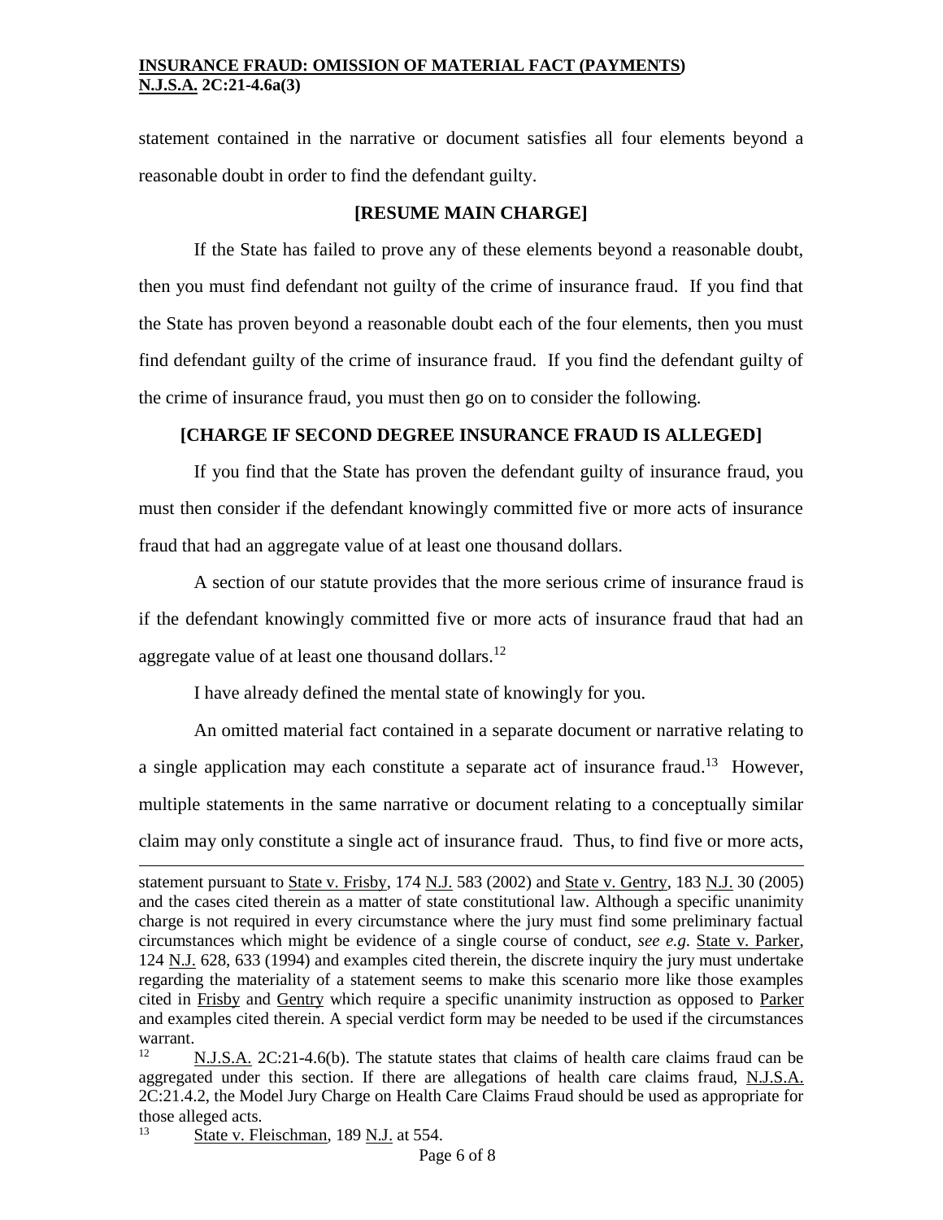statement contained in the narrative or document satisfies all four elements beyond a reasonable doubt in order to find the defendant guilty.

**[RESUME MAIN CHARGE]**

If the State has failed to prove any of these elements beyond a reasonable doubt, then you must find defendant not guilty of the crime of insurance fraud. If you find that the State has proven beyond a reasonable doubt each of the four elements, then you must find defendant guilty of the crime of insurance fraud. If you find the defendant guilty of the crime of insurance fraud, you must then go on to consider the following.

**[CHARGE IF SECOND DEGREE INSURANCE FRAUD IS ALLEGED]**

If you find that the State has proven the defendant guilty of insurance fraud, you must then consider if the defendant knowingly committed five or more acts of insurance fraud that had an aggregate value of at least one thousand dollars.

A section of our statute provides that the more serious crime of insurance fraud is if the defendant knowingly committed five or more acts of insurance fraud that had an aggregate value of at least one thousand dollars.[12]

I have already defined the mental state of knowingly for you.

An omitted material fact contained in a separate document or narrative relating to a single application may each constitute a separate act of insurance fraud.[13] However, multiple statements in the same narrative or document relating to a conceptually similar claim may only constitute a single act of insurance fraud. Thus, to find five or more acts,

---

statement pursuant to State v. Frisby, 174 N.J. 583 (2002) and State v. Gentry, 183 N.J. 30 (2005) and the cases cited therein as a matter of state constitutional law. Although a specific unanimity charge is not required in every circumstance where the jury must find some preliminary factual circumstances which might be evidence of a single course of conduct, *see e.g.* State v. Parker, 124 N.J. 628, 633 (1994) and examples cited therein, the discrete inquiry the jury must undertake regarding the materiality of a statement seems to make this scenario more like those examples cited in Frisby and Gentry which require a specific unanimity instruction as opposed to Parker and examples cited therein. A special verdict form may be needed to be used if the circumstances warrant.

[12] N.J.S.A. 2C:21-4.6(b). The statute states that claims of health care claims fraud can be aggregated under this section. If there are allegations of health care claims fraud, N.J.S.A. 2C:21.4.2, the Model Jury Charge on Health Care Claims Fraud should be used as appropriate for those alleged acts.

[13] State v. Fleischman, 189 N.J. at 554.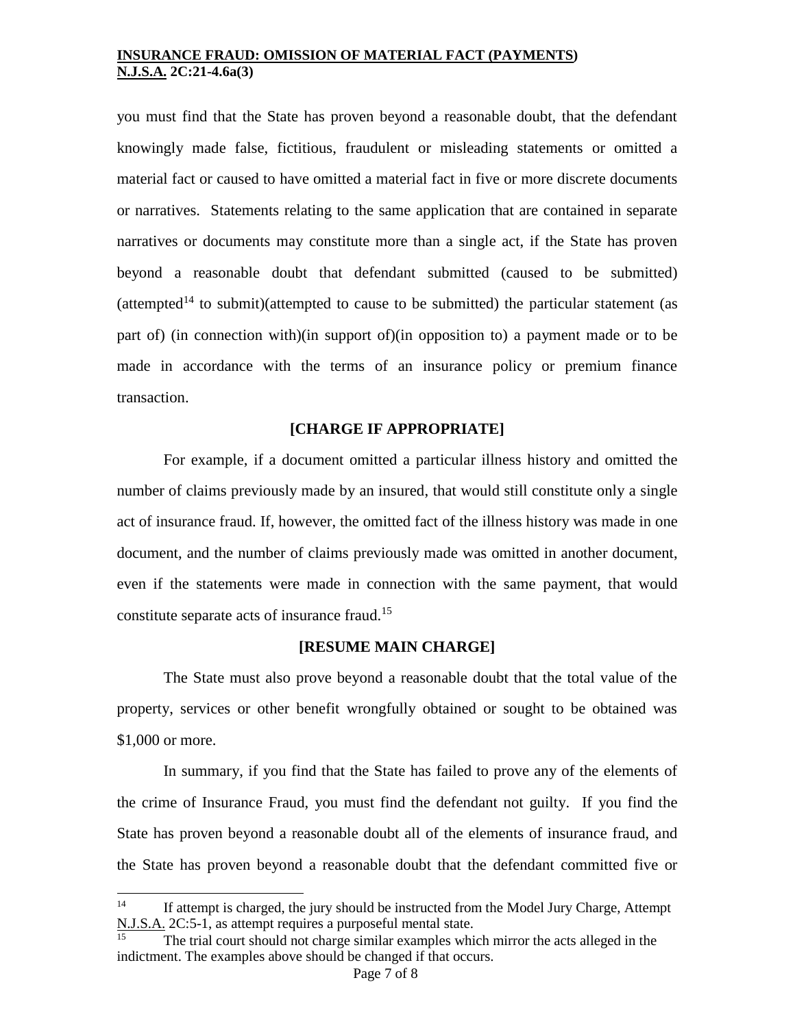you must find that the State has proven beyond a reasonable doubt, that the defendant knowingly made false, fictitious, fraudulent or misleading statements or omitted a material fact or caused to have omitted a material fact in five or more discrete documents or narratives. Statements relating to the same application that are contained in separate narratives or documents may constitute more than a single act, if the State has proven beyond a reasonable doubt that defendant submitted (caused to be submitted) (attempted[14] to submit)(attempted to cause to be submitted) the particular statement (as part of) (in connection with)(in support of)(in opposition to) a payment made or to be made in accordance with the terms of an insurance policy or premium finance transaction.

**[CHARGE IF APPROPRIATE]**

For example, if a document omitted a particular illness history and omitted the number of claims previously made by an insured, that would still constitute only a single act of insurance fraud. If, however, the omitted fact of the illness history was made in one document, and the number of claims previously made was omitted in another document, even if the statements were made in connection with the same payment, that would constitute separate acts of insurance fraud.[15]

**[RESUME MAIN CHARGE]**

The State must also prove beyond a reasonable doubt that the total value of the property, services or other benefit wrongfully obtained or sought to be obtained was $1,000 or more.

In summary, if you find that the State has failed to prove any of the elements of the crime of Insurance Fraud, you must find the defendant not guilty. If you find the State has proven beyond a reasonable doubt all of the elements of insurance fraud, and the State has proven beyond a reasonable doubt that the defendant committed five or

---

[14] If attempt is charged, the jury should be instructed from the Model Jury Charge, Attempt N.J.S.A. 2C:5-1, as attempt requires a purposeful mental state.

[15] The trial court should not charge similar examples which mirror the acts alleged in the indictment. The examples above should be changed if that occurs.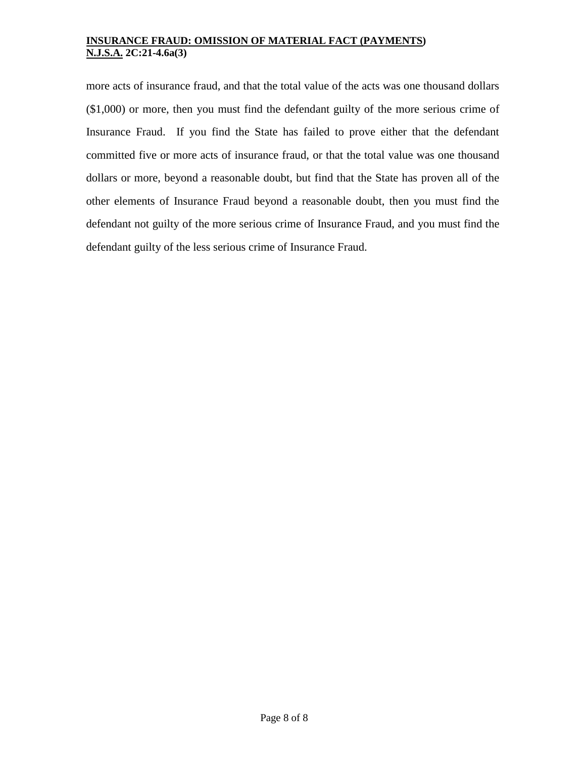more acts of insurance fraud, and that the total value of the acts was one thousand dollars ($1,000) or more, then you must find the defendant guilty of the more serious crime of Insurance Fraud. If you find the State has failed to prove either that the defendant committed five or more acts of insurance fraud, or that the total value was one thousand dollars or more, beyond a reasonable doubt, but find that the State has proven all of the other elements of Insurance Fraud beyond a reasonable doubt, then you must find the defendant not guilty of the more serious crime of Insurance Fraud, and you must find the defendant guilty of the less serious crime of Insurance Fraud.